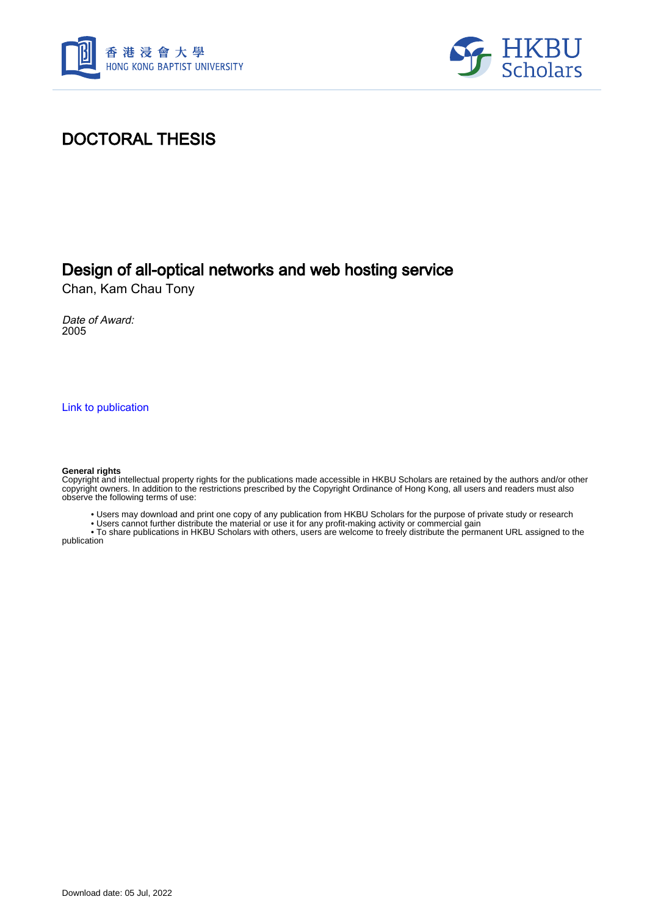# DOCTORAL THESIS

## Design of all-optical networks and web hosting service

Chan, Kam Chau Tony

*Date of Award:*
2005

[Link to publication](#)

**General rights**
Copyright and intellectual property rights for the publications made accessible in HKBU Scholars are retained by the authors and/or other copyright owners. In addition to the restrictions prescribed by the Copyright Ordinance of Hong Kong, all users and readers must also observe the following terms of use:

- Users may download and print one copy of any publication from HKBU Scholars for the purpose of private study or research
- Users cannot further distribute the material or use it for any profit-making activity or commercial gain
- To share publications in HKBU Scholars with others, users are welcome to freely distribute the permanent URL assigned to the publication

Download date: 05 Jul, 2022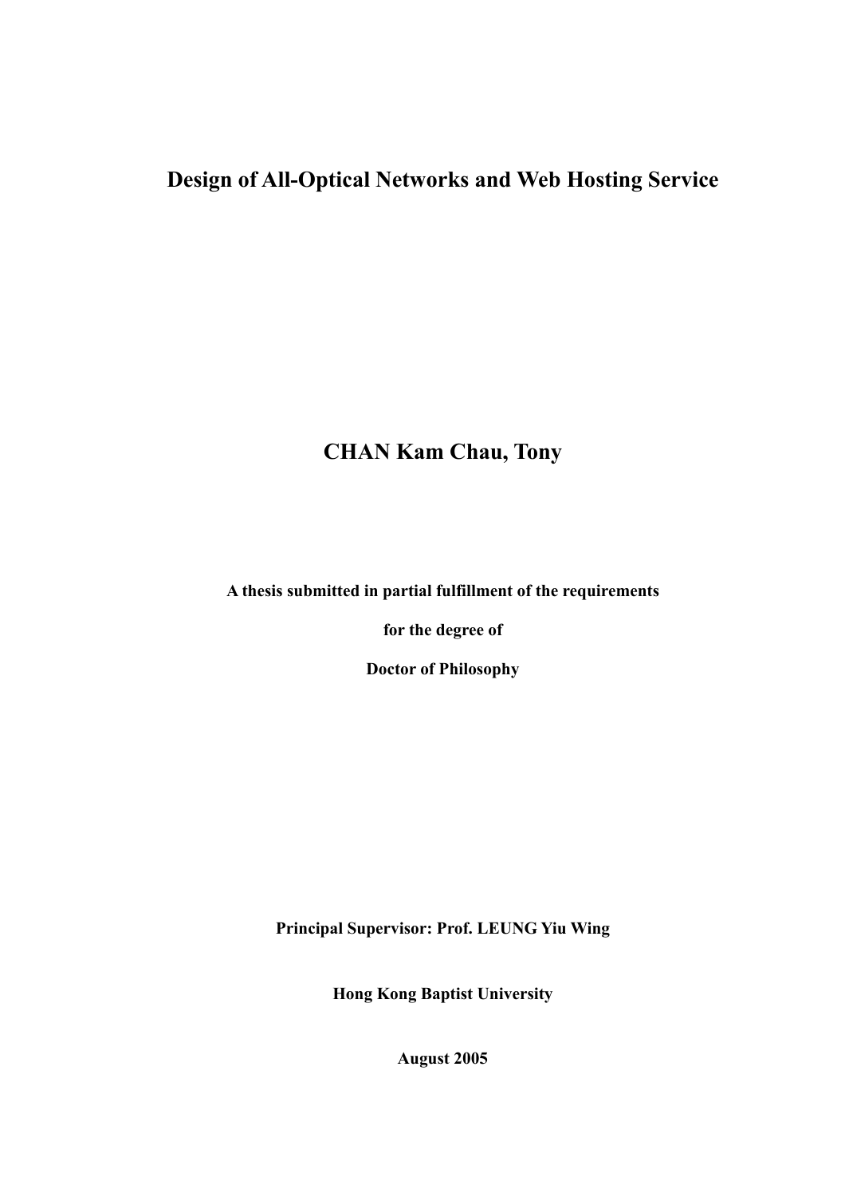# Design of All-Optical Networks and Web Hosting Service

**CHAN Kam Chau, Tony**

**A thesis submitted in partial fulfillment of the requirements**

**for the degree of**

**Doctor of Philosophy**

**Principal Supervisor: Prof. LEUNG Yiu Wing**

**Hong Kong Baptist University**

**August 2005**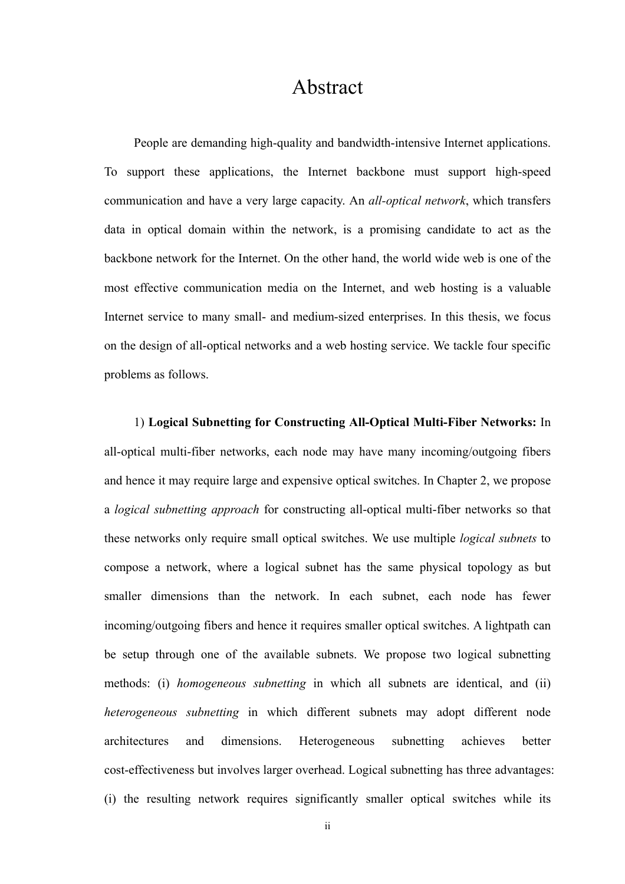# Abstract

People are demanding high-quality and bandwidth-intensive Internet applications. To support these applications, the Internet backbone must support high-speed communication and have a very large capacity. An *all-optical network*, which transfers data in optical domain within the network, is a promising candidate to act as the backbone network for the Internet. On the other hand, the world wide web is one of the most effective communication media on the Internet, and web hosting is a valuable Internet service to many small- and medium-sized enterprises. In this thesis, we focus on the design of all-optical networks and a web hosting service. We tackle four specific problems as follows.

1) **Logical Subnetting for Constructing All-Optical Multi-Fiber Networks:** In all-optical multi-fiber networks, each node may have many incoming/outgoing fibers and hence it may require large and expensive optical switches. In Chapter 2, we propose a *logical subnetting approach* for constructing all-optical multi-fiber networks so that these networks only require small optical switches. We use multiple *logical subnets* to compose a network, where a logical subnet has the same physical topology as but smaller dimensions than the network. In each subnet, each node has fewer incoming/outgoing fibers and hence it requires smaller optical switches. A lightpath can be setup through one of the available subnets. We propose two logical subnetting methods: (i) *homogeneous subnetting* in which all subnets are identical, and (ii) *heterogeneous subnetting* in which different subnets may adopt different node architectures and dimensions. Heterogeneous subnetting achieves better cost-effectiveness but involves larger overhead. Logical subnetting has three advantages: (i) the resulting network requires significantly smaller optical switches while its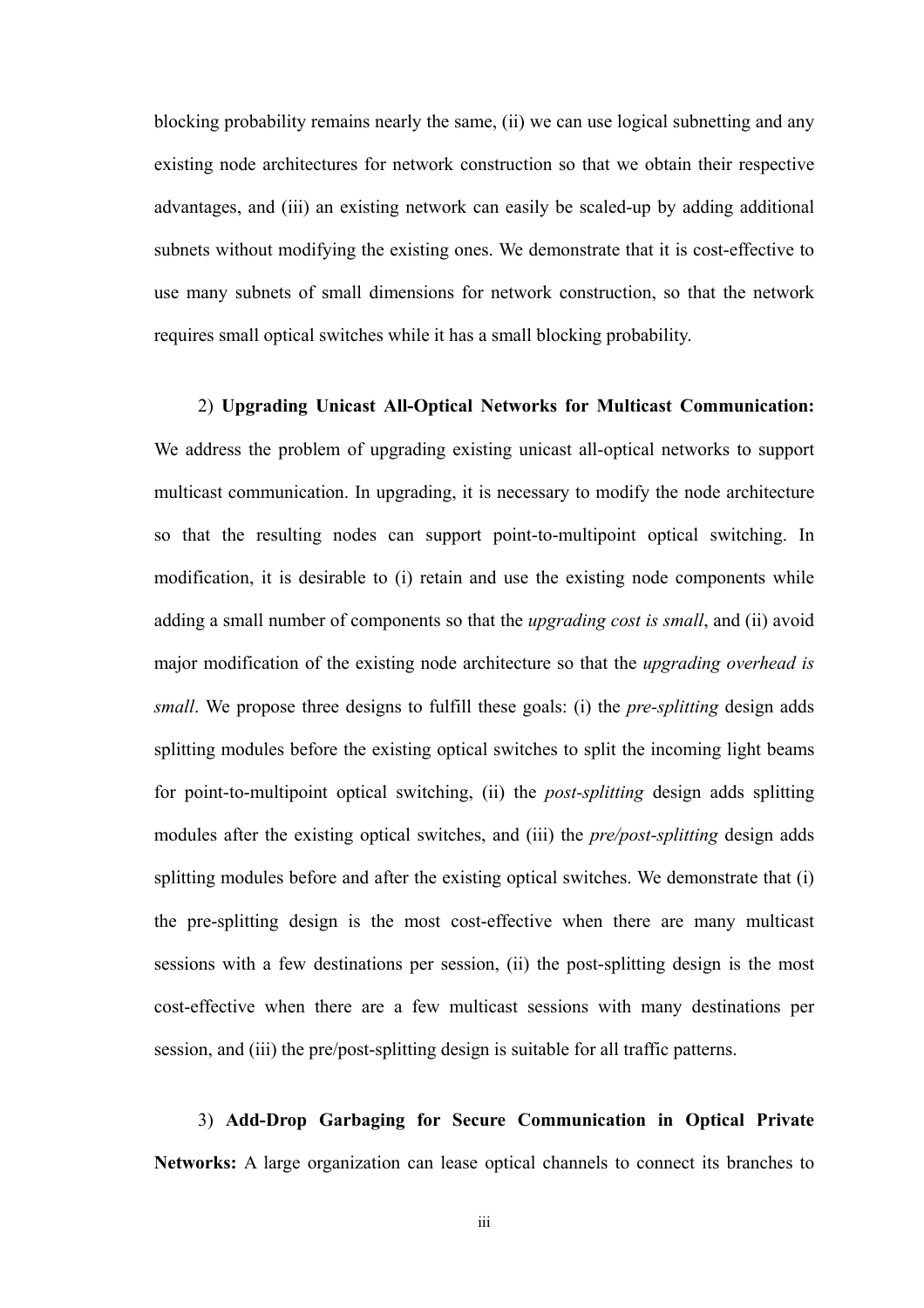blocking probability remains nearly the same, (ii) we can use logical subnetting and any existing node architectures for network construction so that we obtain their respective advantages, and (iii) an existing network can easily be scaled-up by adding additional subnets without modifying the existing ones. We demonstrate that it is cost-effective to use many subnets of small dimensions for network construction, so that the network requires small optical switches while it has a small blocking probability.

2) **Upgrading Unicast All-Optical Networks for Multicast Communication:** We address the problem of upgrading existing unicast all-optical networks to support multicast communication. In upgrading, it is necessary to modify the node architecture so that the resulting nodes can support point-to-multipoint optical switching. In modification, it is desirable to (i) retain and use the existing node components while adding a small number of components so that the *upgrading cost is small*, and (ii) avoid major modification of the existing node architecture so that the *upgrading overhead is small*. We propose three designs to fulfill these goals: (i) the *pre-splitting* design adds splitting modules before the existing optical switches to split the incoming light beams for point-to-multipoint optical switching, (ii) the *post-splitting* design adds splitting modules after the existing optical switches, and (iii) the *pre/post-splitting* design adds splitting modules before and after the existing optical switches. We demonstrate that (i) the pre-splitting design is the most cost-effective when there are many multicast sessions with a few destinations per session, (ii) the post-splitting design is the most cost-effective when there are a few multicast sessions with many destinations per session, and (iii) the pre/post-splitting design is suitable for all traffic patterns.

3) **Add-Drop Garbaging for Secure Communication in Optical Private Networks:** A large organization can lease optical channels to connect its branches to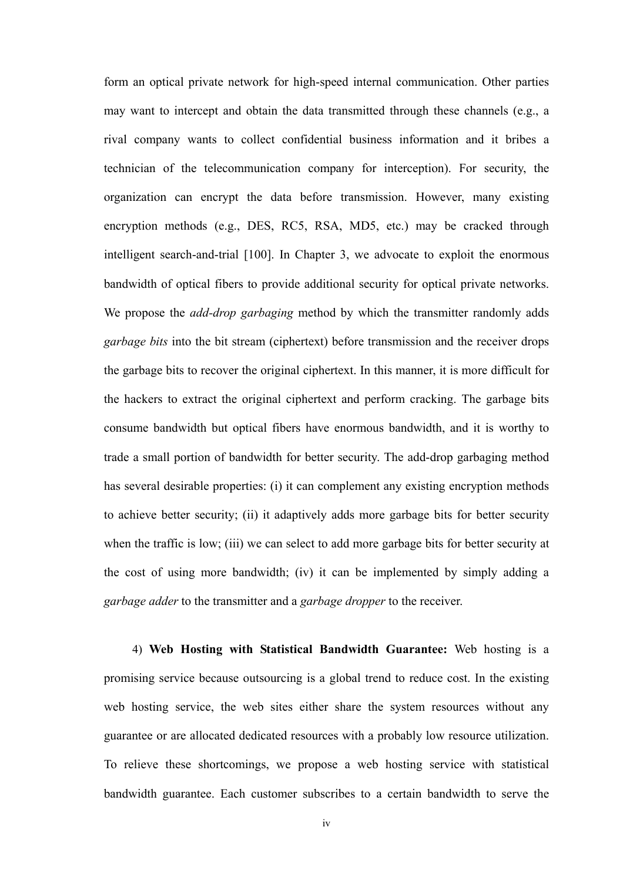form an optical private network for high-speed internal communication. Other parties may want to intercept and obtain the data transmitted through these channels (e.g., a rival company wants to collect confidential business information and it bribes a technician of the telecommunication company for interception). For security, the organization can encrypt the data before transmission. However, many existing encryption methods (e.g., DES, RC5, RSA, MD5, etc.) may be cracked through intelligent search-and-trial [100]. In Chapter 3, we advocate to exploit the enormous bandwidth of optical fibers to provide additional security for optical private networks. We propose the *add-drop garbaging* method by which the transmitter randomly adds *garbage bits* into the bit stream (ciphertext) before transmission and the receiver drops the garbage bits to recover the original ciphertext. In this manner, it is more difficult for the hackers to extract the original ciphertext and perform cracking. The garbage bits consume bandwidth but optical fibers have enormous bandwidth, and it is worthy to trade a small portion of bandwidth for better security. The add-drop garbaging method has several desirable properties: (i) it can complement any existing encryption methods to achieve better security; (ii) it adaptively adds more garbage bits for better security when the traffic is low; (iii) we can select to add more garbage bits for better security at the cost of using more bandwidth; (iv) it can be implemented by simply adding a *garbage adder* to the transmitter and a *garbage dropper* to the receiver.

4) **Web Hosting with Statistical Bandwidth Guarantee:** Web hosting is a promising service because outsourcing is a global trend to reduce cost. In the existing web hosting service, the web sites either share the system resources without any guarantee or are allocated dedicated resources with a probably low resource utilization. To relieve these shortcomings, we propose a web hosting service with statistical bandwidth guarantee. Each customer subscribes to a certain bandwidth to serve the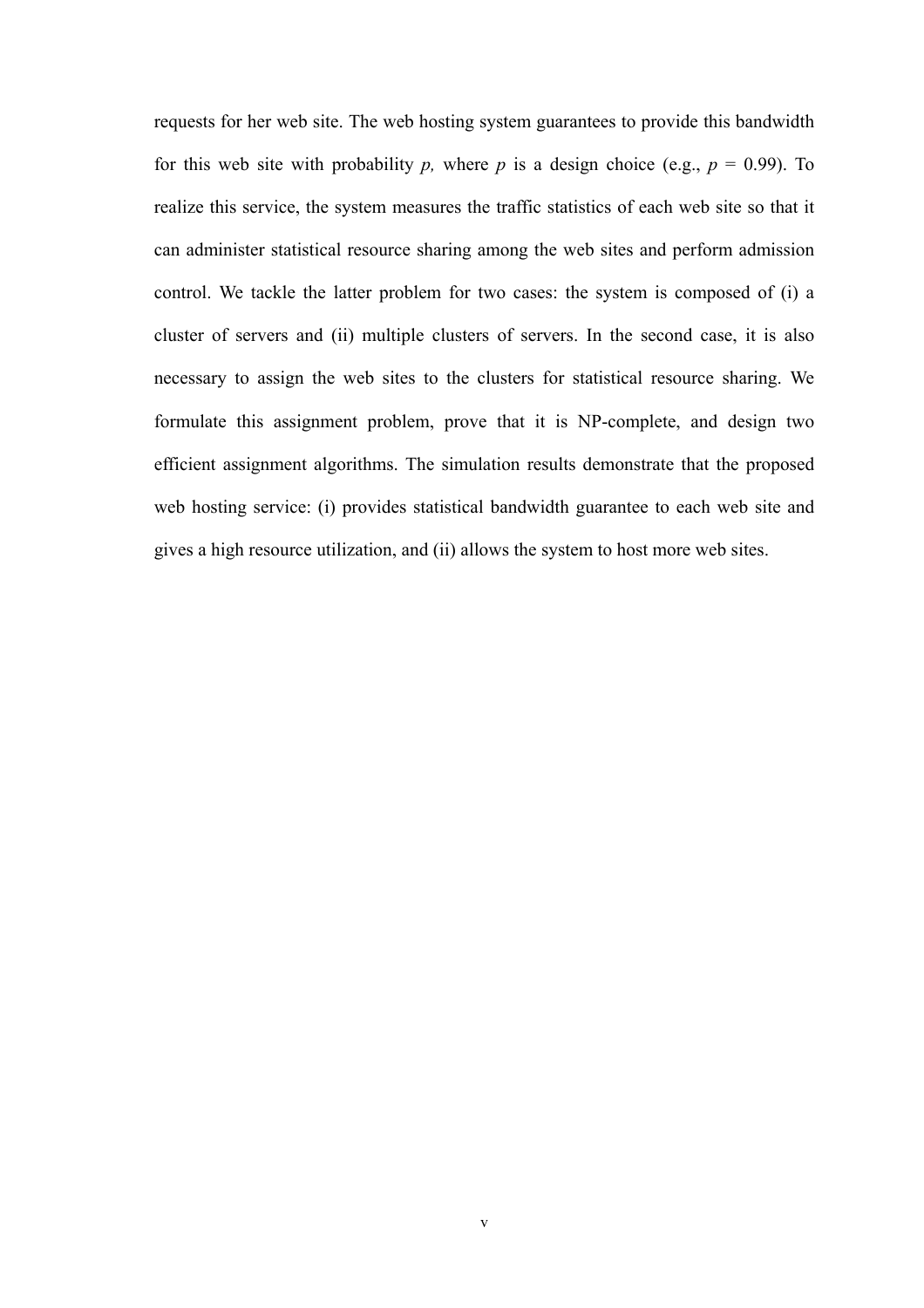requests for her web site. The web hosting system guarantees to provide this bandwidth for this web site with probability *p,* where *p* is a design choice (e.g., $p = 0.99$). To realize this service, the system measures the traffic statistics of each web site so that it can administer statistical resource sharing among the web sites and perform admission control. We tackle the latter problem for two cases: the system is composed of (i) a cluster of servers and (ii) multiple clusters of servers. In the second case, it is also necessary to assign the web sites to the clusters for statistical resource sharing. We formulate this assignment problem, prove that it is NP-complete, and design two efficient assignment algorithms. The simulation results demonstrate that the proposed web hosting service: (i) provides statistical bandwidth guarantee to each web site and gives a high resource utilization, and (ii) allows the system to host more web sites.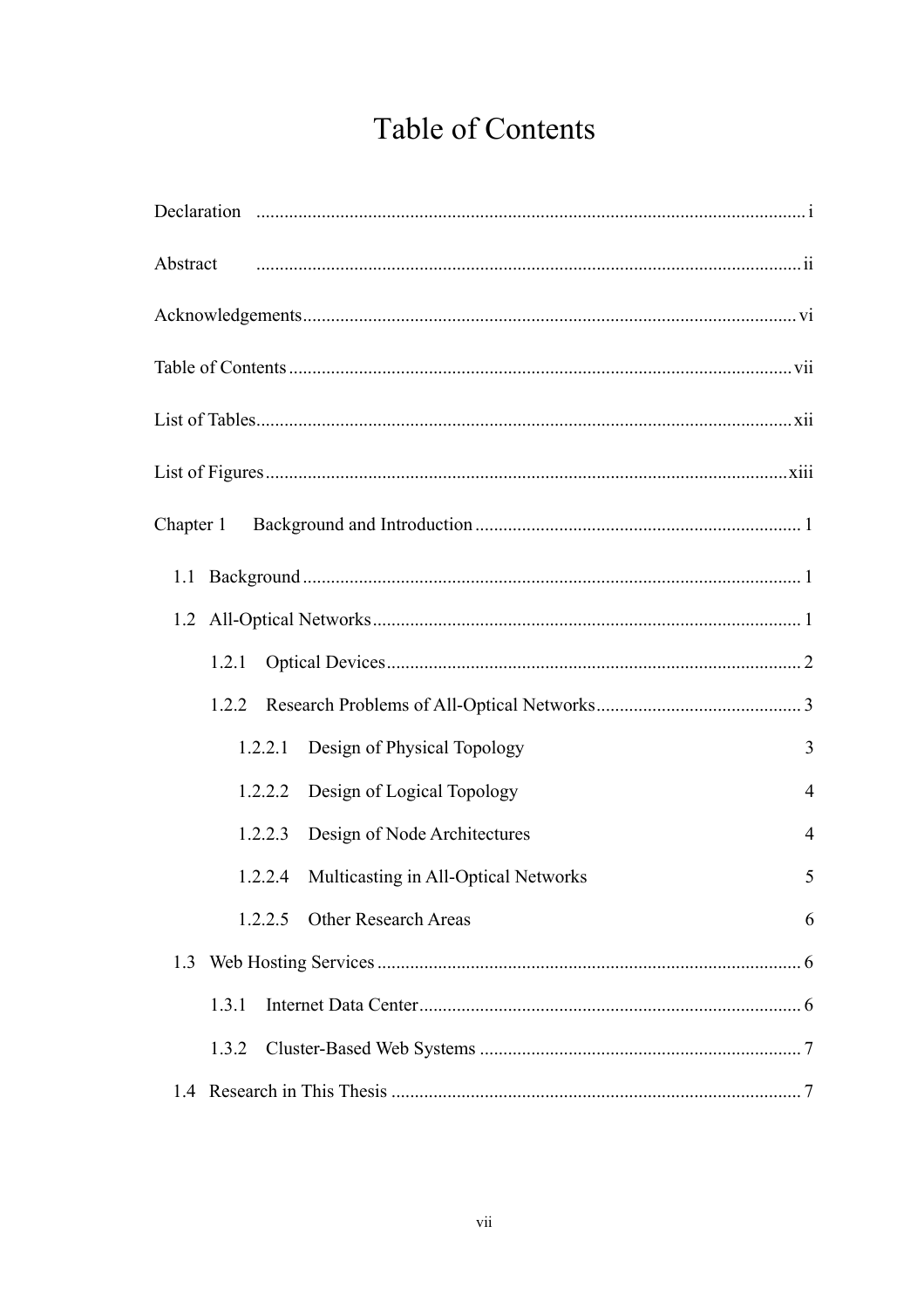# Table of Contents

Declaration ..................................................................................................................... i

Abstract ..................................................................................................................... ii

Acknowledgements ..................................................................................................... vi

Table of Contents ...................................................................................................... vii

List of Tables ........................................................................................................... xii

List of Figures ......................................................................................................... xiii

Chapter 1 Background and Introduction ..................................................................... 1

- 1.1 Background ......................................................................................................... 1
- 1.2 All-Optical Networks .......................................................................................... 1
  - 1.2.1 Optical Devices ........................................................................................ 2
  - 1.2.2 Research Problems of All-Optical Networks ............................................ 3
    - 1.2.2.1 Design of Physical Topology 3
    - 1.2.2.2 Design of Logical Topology 4
    - 1.2.2.3 Design of Node Architectures 4
    - 1.2.2.4 Multicasting in All-Optical Networks 5
    - 1.2.2.5 Other Research Areas 6
- 1.3 Web Hosting Services ......................................................................................... 6
  - 1.3.1 Internet Data Center ................................................................................. 6
  - 1.3.2 Cluster-Based Web Systems ..................................................................... 7
- 1.4 Research in This Thesis ....................................................................................... 7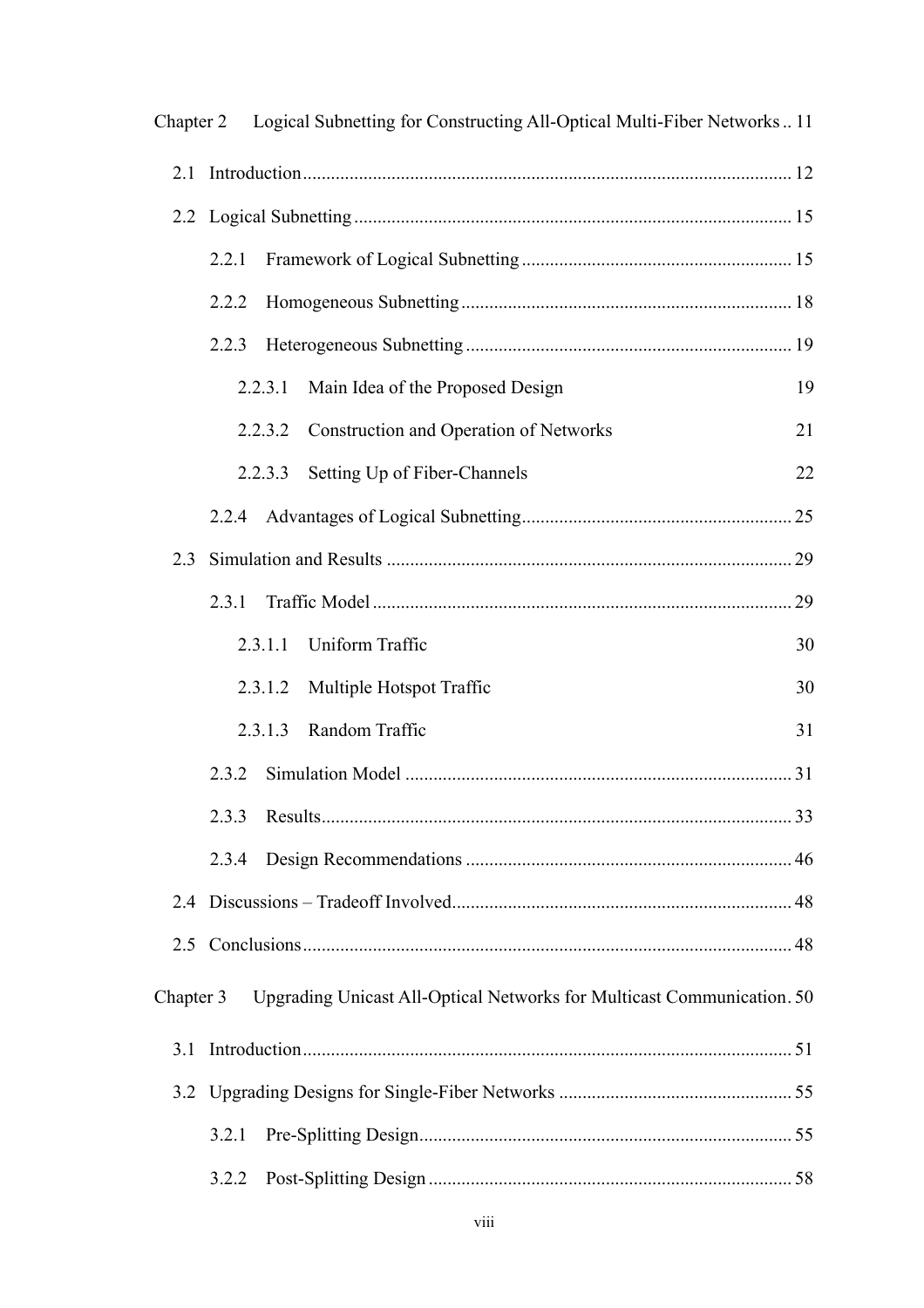Chapter 2 Logical Subnetting for Constructing All-Optical Multi-Fiber Networks .. 11

2.1 Introduction ........................................................................................................ 12

2.2 Logical Subnetting ............................................................................................. 15

2.2.1 Framework of Logical Subnetting .......................................................... 15

2.2.2 Homogeneous Subnetting ...................................................................... 18

2.2.3 Heterogeneous Subnetting ..................................................................... 19

2.2.3.1 Main Idea of the Proposed Design 19

2.2.3.2 Construction and Operation of Networks 21

2.2.3.3 Setting Up of Fiber-Channels 22

2.2.4 Advantages of Logical Subnetting .......................................................... 25

2.3 Simulation and Results ...................................................................................... 29

2.3.1 Traffic Model ......................................................................................... 29

2.3.1.1 Uniform Traffic 30

2.3.1.2 Multiple Hotspot Traffic 30

2.3.1.3 Random Traffic 31

2.3.2 Simulation Model .................................................................................. 31

2.3.3 Results.................................................................................................... 33

2.3.4 Design Recommendations ..................................................................... 46

2.4 Discussions – Tradeoff Involved ........................................................................ 48

2.5 Conclusions ........................................................................................................ 48

Chapter 3 Upgrading Unicast All-Optical Networks for Multicast Communication. 50

3.1 Introduction ........................................................................................................ 51

3.2 Upgrading Designs for Single-Fiber Networks .................................................. 55

3.2.1 Pre-Splitting Design ............................................................................... 55

3.2.2 Post-Splitting Design ............................................................................. 58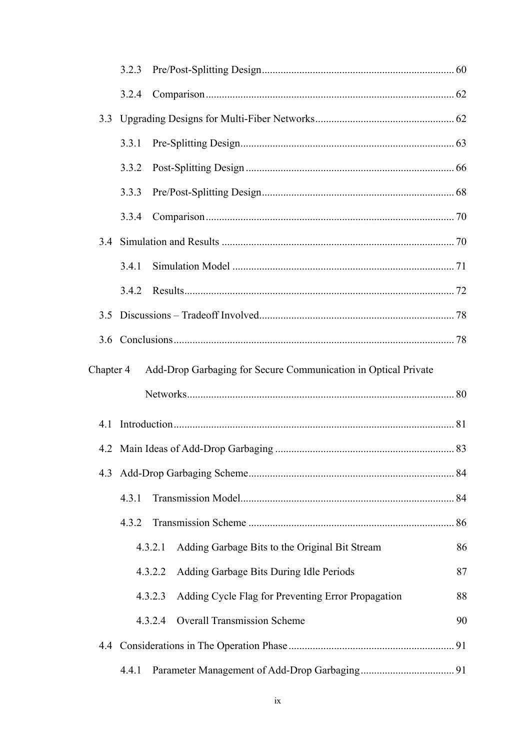3.2.3 Pre/Post-Splitting Design ........................................................................ 60

3.2.4 Comparison ............................................................................................ 62

3.3 Upgrading Designs for Multi-Fiber Networks .................................................... 62

3.3.1 Pre-Splitting Design ................................................................................ 63

3.3.2 Post-Splitting Design .............................................................................. 66

3.3.3 Pre/Post-Splitting Design ........................................................................ 68

3.3.4 Comparison ............................................................................................ 70

3.4 Simulation and Results ...................................................................................... 70

3.4.1 Simulation Model ................................................................................... 71

3.4.2 Results .................................................................................................... 72

3.5 Discussions – Tradeoff Involved ......................................................................... 78

3.6 Conclusions ........................................................................................................ 78

Chapter 4 Add-Drop Garbaging for Secure Communication in Optical Private Networks ................................................................................................... 80

4.1 Introduction ........................................................................................................ 81

4.2 Main Ideas of Add-Drop Garbaging .................................................................. 83

4.3 Add-Drop Garbaging Scheme ............................................................................ 84

4.3.1 Transmission Model ............................................................................... 84

4.3.2 Transmission Scheme ............................................................................. 86

4.3.2.1 Adding Garbage Bits to the Original Bit Stream 86

4.3.2.2 Adding Garbage Bits During Idle Periods 87

4.3.2.3 Adding Cycle Flag for Preventing Error Propagation 88

4.3.2.4 Overall Transmission Scheme 90

4.4 Considerations in The Operation Phase ............................................................. 91

4.4.1 Parameter Management of Add-Drop Garbaging ................................... 91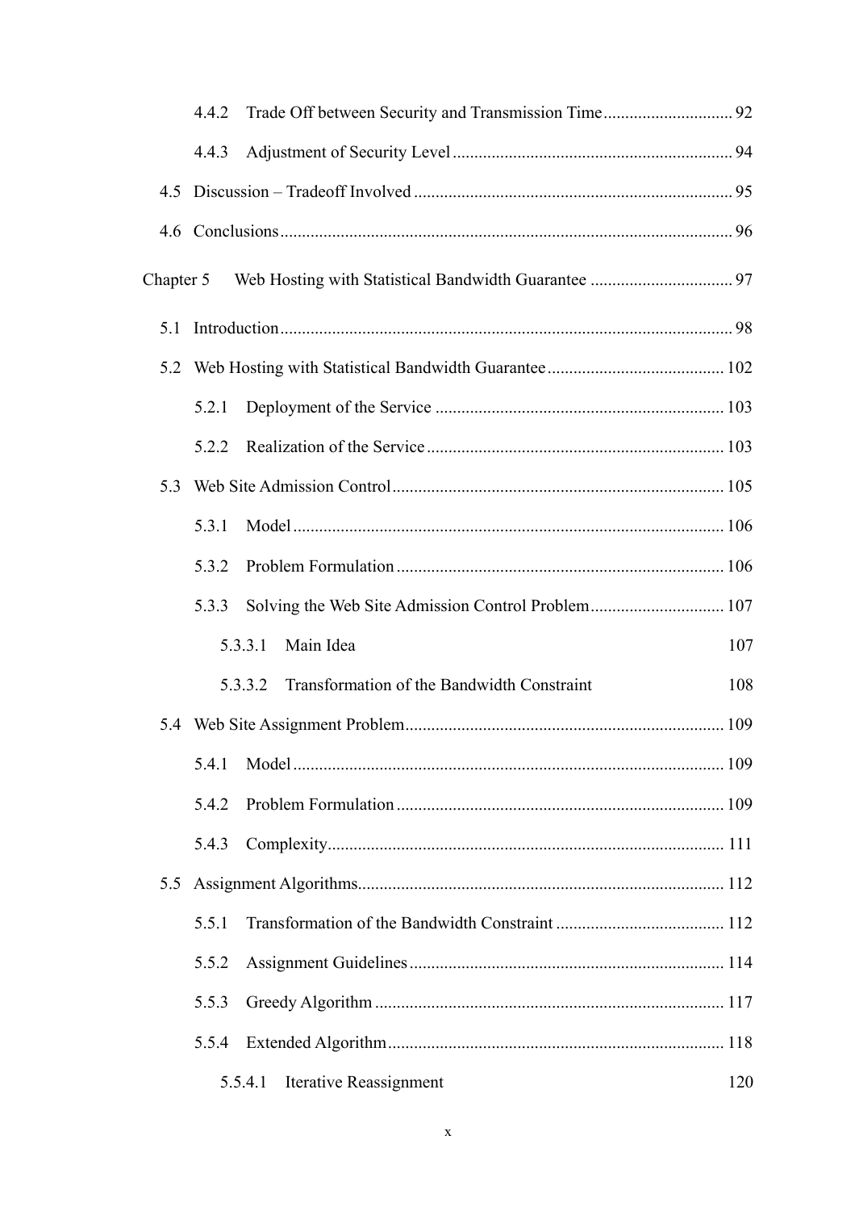4.4.2 Trade Off between Security and Transmission Time .............................. 92

4.4.3 Adjustment of Security Level ................................................................ 94

4.5 Discussion – Tradeoff Involved .......................................................................... 95

4.6 Conclusions ........................................................................................................ 96

Chapter 5 Web Hosting with Statistical Bandwidth Guarantee ................................. 97

5.1 Introduction ........................................................................................................ 98

5.2 Web Hosting with Statistical Bandwidth Guarantee ......................................... 102

5.2.1 Deployment of the Service .................................................................. 103

5.2.2 Realization of the Service .................................................................... 103

5.3 Web Site Admission Control ............................................................................ 105

5.3.1 Model ................................................................................................... 106

5.3.2 Problem Formulation ........................................................................... 106

5.3.3 Solving the Web Site Admission Control Problem ............................... 107

5.3.3.1 Main Idea 107

5.3.3.2 Transformation of the Bandwidth Constraint 108

5.4 Web Site Assignment Problem ......................................................................... 109

5.4.1 Model ................................................................................................... 109

5.4.2 Problem Formulation ........................................................................... 109

5.4.3 Complexity ........................................................................................... 111

5.5 Assignment Algorithms .................................................................................... 112

5.5.1 Transformation of the Bandwidth Constraint ....................................... 112

5.5.2 Assignment Guidelines ........................................................................ 114

5.5.3 Greedy Algorithm ................................................................................ 117

5.5.4 Extended Algorithm ............................................................................. 118

5.5.4.1 Iterative Reassignment 120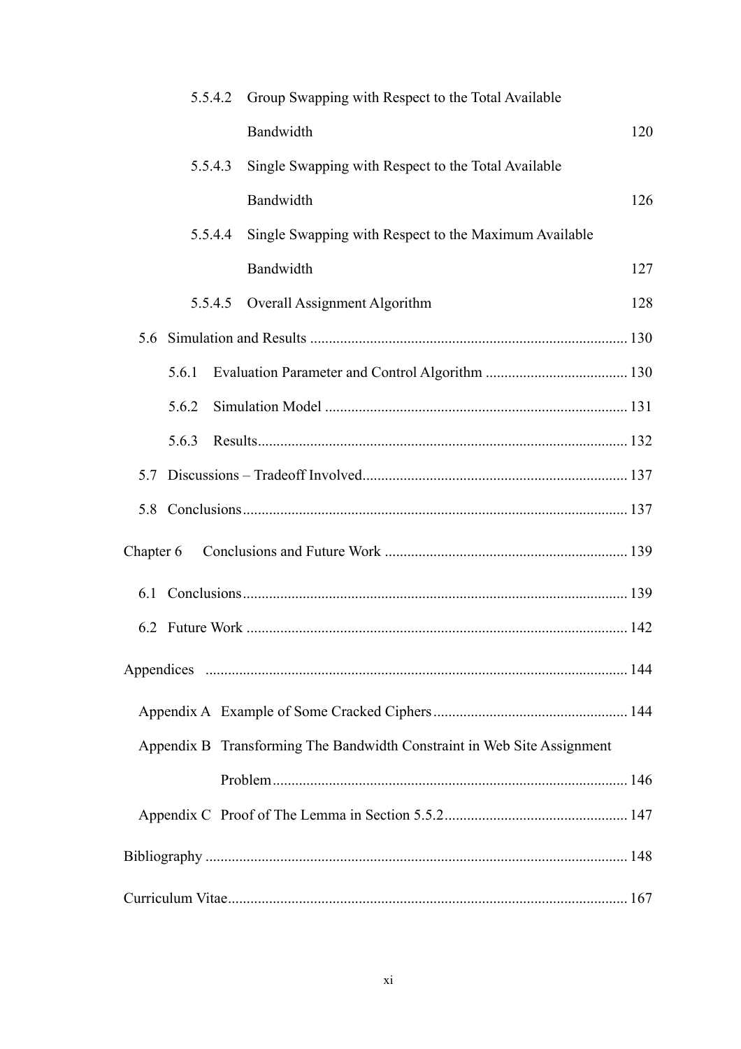5.5.4.2 Group Swapping with Respect to the Total Available Bandwidth 120

5.5.4.3 Single Swapping with Respect to the Total Available Bandwidth 126

5.5.4.4 Single Swapping with Respect to the Maximum Available Bandwidth 127

5.5.4.5 Overall Assignment Algorithm 128

5.6 Simulation and Results .................................................................................... 130

5.6.1 Evaluation Parameter and Control Algorithm ...................................... 130

5.6.2 Simulation Model ................................................................................ 131

5.6.3 Results.................................................................................................. 132

5.7 Discussions – Tradeoff Involved...................................................................... 137

5.8 Conclusions...................................................................................................... 137

Chapter 6 Conclusions and Future Work ................................................................ 139

6.1 Conclusions...................................................................................................... 139

6.2 Future Work ..................................................................................................... 142

Appendices ................................................................................................................ 144

Appendix A Example of Some Cracked Ciphers.................................................... 144

Appendix B Transforming The Bandwidth Constraint in Web Site Assignment Problem.............................................................................................. 146

Appendix C Proof of The Lemma in Section 5.5.2................................................. 147

Bibliography ................................................................................................................ 148

Curriculum Vitae.......................................................................................................... 167